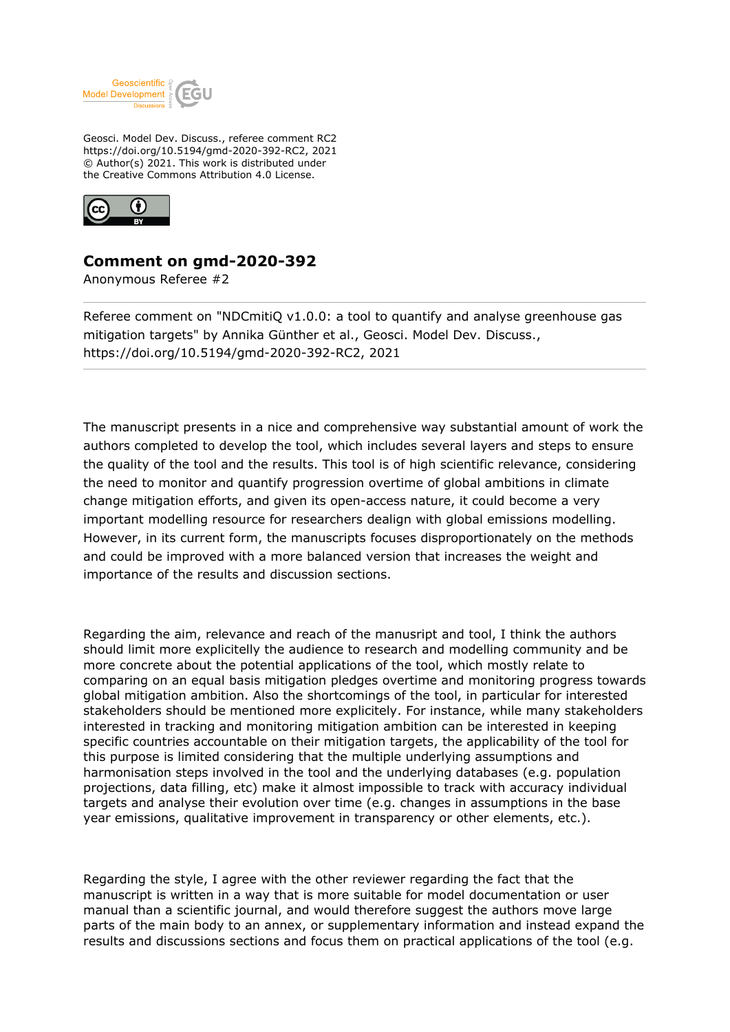Geosci. Model Dev. Discuss., referee comment RC2
https://doi.org/10.5194/gmd-2020-392-RC2, 2021
© Author(s) 2021. This work is distributed under
the Creative Commons Attribution 4.0 License.

# Comment on gmd-2020-392

Anonymous Referee #2

Referee comment on "NDCmitiQ v1.0.0: a tool to quantify and analyse greenhouse gas mitigation targets" by Annika Günther et al., Geosci. Model Dev. Discuss., https://doi.org/10.5194/gmd-2020-392-RC2, 2021

---

The manuscript presents in a nice and comprehensive way substantial amount of work the authors completed to develop the tool, which includes several layers and steps to ensure the quality of the tool and the results. This tool is of high scientific relevance, considering the need to monitor and quantify progression overtime of global ambitions in climate change mitigation efforts, and given its open-access nature, it could become a very important modelling resource for researchers dealign with global emissions modelling. However, in its current form, the manuscripts focuses disproportionately on the methods and could be improved with a more balanced version that increases the weight and importance of the results and discussion sections.

Regarding the aim, relevance and reach of the manusript and tool, I think the authors should limit more explicitelly the audience to research and modelling community and be more concrete about the potential applications of the tool, which mostly relate to comparing on an equal basis mitigation pledges overtime and monitoring progress towards global mitigation ambition. Also the shortcomings of the tool, in particular for interested stakeholders should be mentioned more explicitely. For instance, while many stakeholders interested in tracking and monitoring mitigation ambition can be interested in keeping specific countries accountable on their mitigation targets, the applicability of the tool for this purpose is limited considering that the multiple underlying assumptions and harmonisation steps involved in the tool and the underlying databases (e.g. population projections, data filling, etc) make it almost impossible to track with accuracy individual targets and analyse their evolution over time (e.g. changes in assumptions in the base year emissions, qualitative improvement in transparency or other elements, etc.).

Regarding the style, I agree with the other reviewer regarding the fact that the manuscript is written in a way that is more suitable for model documentation or user manual than a scientific journal, and would therefore suggest the authors move large parts of the main body to an annex, or supplementary information and instead expand the results and discussions sections and focus them on practical applications of the tool (e.g.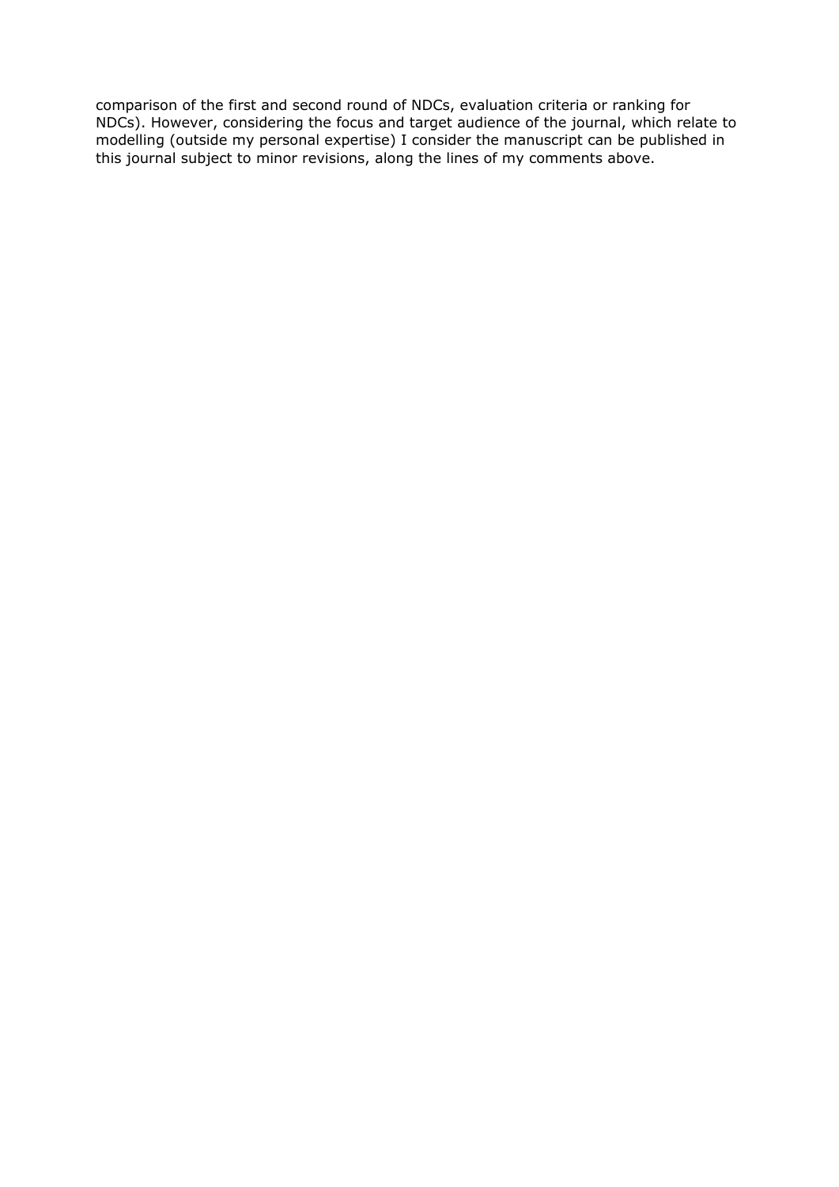comparison of the first and second round of NDCs, evaluation criteria or ranking for NDCs). However, considering the focus and target audience of the journal, which relate to modelling (outside my personal expertise) I consider the manuscript can be published in this journal subject to minor revisions, along the lines of my comments above.